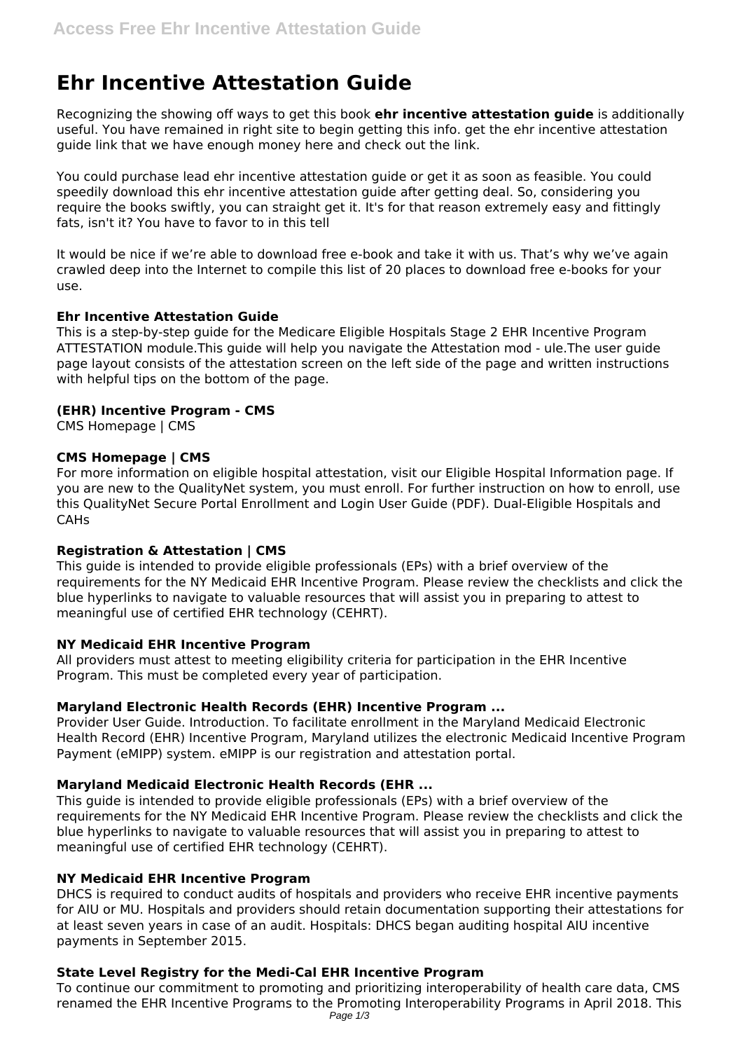# Ehr Incentive Attestation Guide

Recognizing the showing off ways to get this book **ehr incentive attestation guide** is additionally useful. You have remained in right site to begin getting this info. get the ehr incentive attestation guide link that we have enough money here and check out the link.

You could purchase lead ehr incentive attestation guide or get it as soon as feasible. You could speedily download this ehr incentive attestation guide after getting deal. So, considering you require the books swiftly, you can straight get it. It's for that reason extremely easy and fittingly fats, isn't it? You have to favor to in this tell

It would be nice if we're able to download free e-book and take it with us. That's why we've again crawled deep into the Internet to compile this list of 20 places to download free e-books for your use.

### Ehr Incentive Attestation Guide

This is a step-by-step guide for the Medicare Eligible Hospitals Stage 2 EHR Incentive Program ATTESTATION module.This guide will help you navigate the Attestation mod - ule.The user guide page layout consists of the attestation screen on the left side of the page and written instructions with helpful tips on the bottom of the page.

### (EHR) Incentive Program - CMS

CMS Homepage | CMS

### CMS Homepage | CMS

For more information on eligible hospital attestation, visit our Eligible Hospital Information page. If you are new to the QualityNet system, you must enroll. For further instruction on how to enroll, use this QualityNet Secure Portal Enrollment and Login User Guide (PDF). Dual-Eligible Hospitals and CAHs

### Registration & Attestation | CMS

This guide is intended to provide eligible professionals (EPs) with a brief overview of the requirements for the NY Medicaid EHR Incentive Program. Please review the checklists and click the blue hyperlinks to navigate to valuable resources that will assist you in preparing to attest to meaningful use of certified EHR technology (CEHRT).

### NY Medicaid EHR Incentive Program

All providers must attest to meeting eligibility criteria for participation in the EHR Incentive Program. This must be completed every year of participation.

### Maryland Electronic Health Records (EHR) Incentive Program ...

Provider User Guide. Introduction. To facilitate enrollment in the Maryland Medicaid Electronic Health Record (EHR) Incentive Program, Maryland utilizes the electronic Medicaid Incentive Program Payment (eMIPP) system. eMIPP is our registration and attestation portal.

### Maryland Medicaid Electronic Health Records (EHR ...

This guide is intended to provide eligible professionals (EPs) with a brief overview of the requirements for the NY Medicaid EHR Incentive Program. Please review the checklists and click the blue hyperlinks to navigate to valuable resources that will assist you in preparing to attest to meaningful use of certified EHR technology (CEHRT).

### NY Medicaid EHR Incentive Program

DHCS is required to conduct audits of hospitals and providers who receive EHR incentive payments for AIU or MU. Hospitals and providers should retain documentation supporting their attestations for at least seven years in case of an audit. Hospitals: DHCS began auditing hospital AIU incentive payments in September 2015.

### State Level Registry for the Medi-Cal EHR Incentive Program

To continue our commitment to promoting and prioritizing interoperability of health care data, CMS renamed the EHR Incentive Programs to the Promoting Interoperability Programs in April 2018. This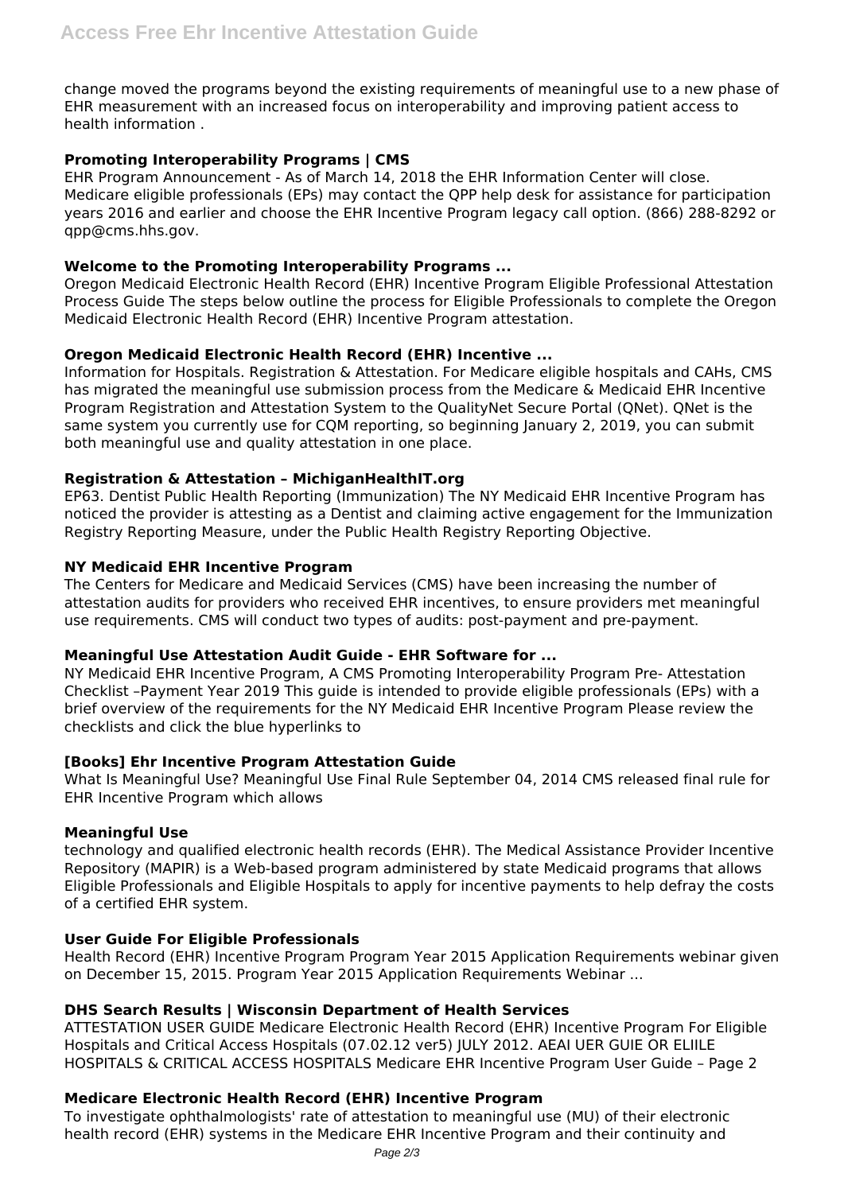change moved the programs beyond the existing requirements of meaningful use to a new phase of EHR measurement with an increased focus on interoperability and improving patient access to health information .

### Promoting Interoperability Programs | CMS

EHR Program Announcement - As of March 14, 2018 the EHR Information Center will close. Medicare eligible professionals (EPs) may contact the QPP help desk for assistance for participation years 2016 and earlier and choose the EHR Incentive Program legacy call option. (866) 288-8292 or qpp@cms.hhs.gov.

### Welcome to the Promoting Interoperability Programs ...

Oregon Medicaid Electronic Health Record (EHR) Incentive Program Eligible Professional Attestation Process Guide The steps below outline the process for Eligible Professionals to complete the Oregon Medicaid Electronic Health Record (EHR) Incentive Program attestation.

### Oregon Medicaid Electronic Health Record (EHR) Incentive ...

Information for Hospitals. Registration & Attestation. For Medicare eligible hospitals and CAHs, CMS has migrated the meaningful use submission process from the Medicare & Medicaid EHR Incentive Program Registration and Attestation System to the QualityNet Secure Portal (QNet). QNet is the same system you currently use for CQM reporting, so beginning January 2, 2019, you can submit both meaningful use and quality attestation in one place.

### Registration & Attestation – MichiganHealthIT.org

EP63. Dentist Public Health Reporting (Immunization) The NY Medicaid EHR Incentive Program has noticed the provider is attesting as a Dentist and claiming active engagement for the Immunization Registry Reporting Measure, under the Public Health Registry Reporting Objective.

### NY Medicaid EHR Incentive Program

The Centers for Medicare and Medicaid Services (CMS) have been increasing the number of attestation audits for providers who received EHR incentives, to ensure providers met meaningful use requirements. CMS will conduct two types of audits: post-payment and pre-payment.

### Meaningful Use Attestation Audit Guide - EHR Software for ...

NY Medicaid EHR Incentive Program, A CMS Promoting Interoperability Program Pre- Attestation Checklist –Payment Year 2019 This guide is intended to provide eligible professionals (EPs) with a brief overview of the requirements for the NY Medicaid EHR Incentive Program Please review the checklists and click the blue hyperlinks to

### [Books] Ehr Incentive Program Attestation Guide

What Is Meaningful Use? Meaningful Use Final Rule September 04, 2014 CMS released final rule for EHR Incentive Program which allows

### Meaningful Use

technology and qualified electronic health records (EHR). The Medical Assistance Provider Incentive Repository (MAPIR) is a Web-based program administered by state Medicaid programs that allows Eligible Professionals and Eligible Hospitals to apply for incentive payments to help defray the costs of a certified EHR system.

### User Guide For Eligible Professionals

Health Record (EHR) Incentive Program Program Year 2015 Application Requirements webinar given on December 15, 2015. Program Year 2015 Application Requirements Webinar ...

### DHS Search Results | Wisconsin Department of Health Services

ATTESTATION USER GUIDE Medicare Electronic Health Record (EHR) Incentive Program For Eligible Hospitals and Critical Access Hospitals (07.02.12 ver5) JULY 2012. AEAI UER GUIE OR ELIILE HOSPITALS & CRITICAL ACCESS HOSPITALS Medicare EHR Incentive Program User Guide – Page 2

### Medicare Electronic Health Record (EHR) Incentive Program

To investigate ophthalmologists' rate of attestation to meaningful use (MU) of their electronic health record (EHR) systems in the Medicare EHR Incentive Program and their continuity and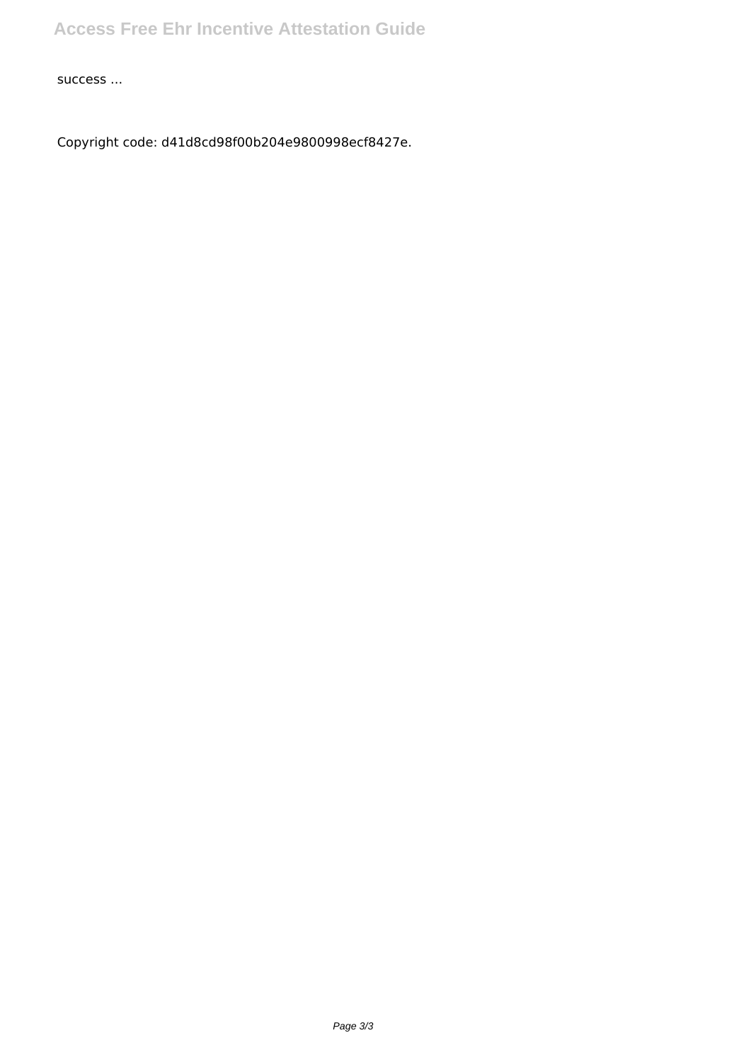success ...

Copyright code: d41d8cd98f00b204e9800998ecf8427e.